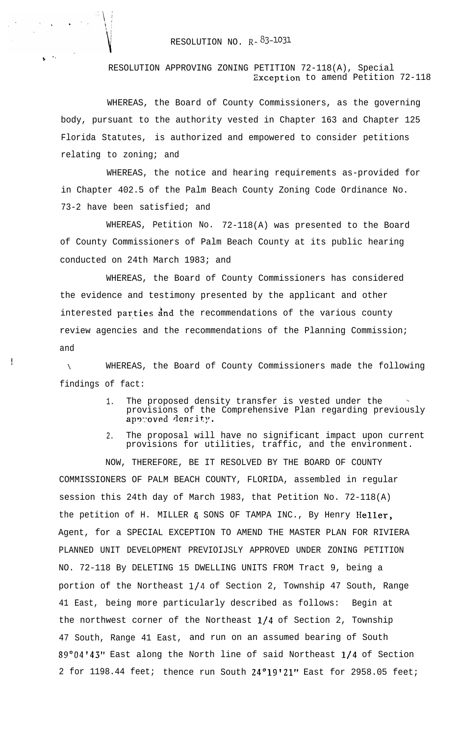RESOLUTION NO. R-83-1031

RESOLUTION APPROVING ZONING PETITION 72-118(A), Special Exception to amend Petition 72-118

WHEREAS, the Board of County Commissioners, as the governing body, pursuant to the authority vested in Chapter 163 and Chapter 125 Florida Statutes, is authorized and empowered to consider petitions relating to zoning; and

WHEREAS, the notice and hearing requirements as-provided for in Chapter 402.5 of the Palm Beach County Zoning Code Ordinance No. 73-2 have been satisfied; and

WHEREAS, Petition No. 72-118(A) was presented to the Board of County Commissioners of Palm Beach County at its public hearing conducted on 24th March 1983; and

WHEREAS, the Board of County Commissioners has considered the evidence and testimony presented by the applicant and other interested parties and the recommendations of the various county review agencies and the recommendations of the Planning Commission; and

WHEREAS, the Board of County Commissioners made the following findings of fact:

1. The proposed density transfer is vested under the provisions of the Comprehensive Plan regarding previously approved density.
2. The proposal will have no significant impact upon current provisions for utilities, traffic, and the environment.

NOW, THEREFORE, BE IT RESOLVED BY THE BOARD OF COUNTY COMMISSIONERS OF PALM BEACH COUNTY, FLORIDA, assembled in regular session this 24th day of March 1983, that Petition No. 72-118(A) the petition of H. MILLER & SONS OF TAMPA INC., By Henry Heller, Agent, for a SPECIAL EXCEPTION TO AMEND THE MASTER PLAN FOR RIVIERA PLANNED UNIT DEVELOPMENT PREVIOIJSLY APPROVED UNDER ZONING PETITION NO. 72-118 By DELETING 15 DWELLING UNITS FROM Tract 9, being a portion of the Northeast 1/4 of Section 2, Township 47 South, Range 41 East, being more particularly described as follows: Begin at the northwest corner of the Northeast 1/4 of Section 2, Township 47 South, Range 41 East, and run on an assumed bearing of South 89°04'43" East along the North line of said Northeast 1/4 of Section 2 for 1198.44 feet; thence run South 24°19'21" East for 2958.05 feet;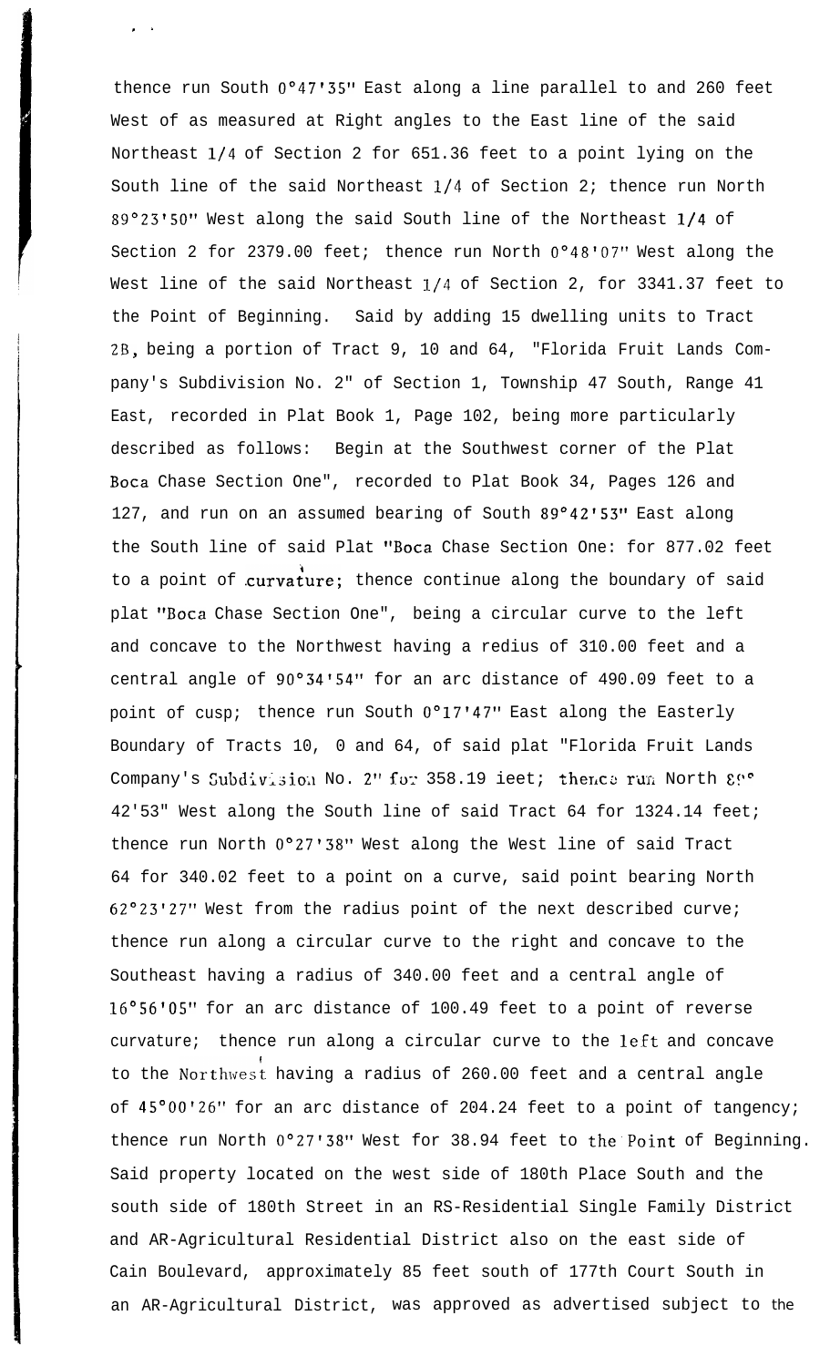thence run South 0°47'35" East along a line parallel to and 260 feet West of as measured at Right angles to the East line of the said Northeast 1/4 of Section 2 for 651.36 feet to a point lying on the South line of the said Northeast 1/4 of Section 2; thence run North 89°23'50" West along the said South line of the Northeast 1/4 of Section 2 for 2379.00 feet; thence run North 0°48'07" West along the West line of the said Northeast 1/4 of Section 2, for 3341.37 feet to the Point of Beginning. Said by adding 15 dwelling units to Tract 2B, being a portion of Tract 9, 10 and 64, "Florida Fruit Lands Company's Subdivision No. 2" of Section 1, Township 47 South, Range 41 East, recorded in Plat Book 1, Page 102, being more particularly described as follows: Begin at the Southwest corner of the Plat Boca Chase Section One", recorded to Plat Book 34, Pages 126 and 127, and run on an assumed bearing of South 89°42'53" East along the South line of said Plat "Boca Chase Section One: for 877.02 feet to a point of curvature; thence continue along the boundary of said plat "Boca Chase Section One", being a circular curve to the left and concave to the Northwest having a redius of 310.00 feet and a central angle of 90°34'54" for an arc distance of 490.09 feet to a point of cusp; thence run South 0°17'47" East along the Easterly Boundary of Tracts 10, 0 and 64, of said plat "Florida Fruit Lands Company's Subdivision No. 2" for 358.19 ieet; thence run North 89° 42'53" West along the South line of said Tract 64 for 1324.14 feet; thence run North 0°27'38" West along the West line of said Tract 64 for 340.02 feet to a point on a curve, said point bearing North 62°23'27" West from the radius point of the next described curve; thence run along a circular curve to the right and concave to the Southeast having a radius of 340.00 feet and a central angle of 16°56'05" for an arc distance of 100.49 feet to a point of reverse curvature; thence run along a circular curve to the left and concave to the Northwest having a radius of 260.00 feet and a central angle of 45°00'26" for an arc distance of 204.24 feet to a point of tangency; thence run North 0°27'38" West for 38.94 feet to the Point of Beginning. Said property located on the west side of 180th Place South and the south side of 180th Street in an RS-Residential Single Family District and AR-Agricultural Residential District also on the east side of Cain Boulevard, approximately 85 feet south of 177th Court South in an AR-Agricultural District, was approved as advertised subject to the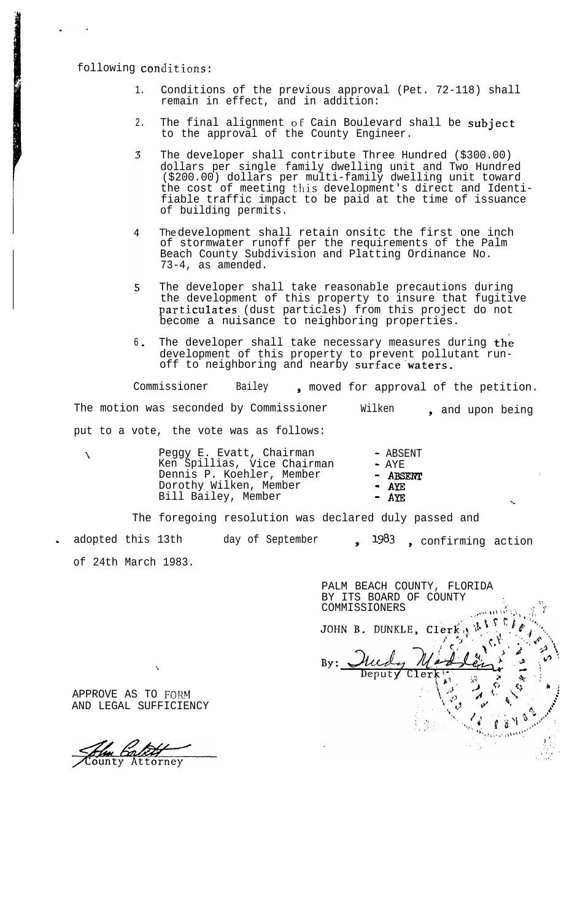following conditions:

1. Conditions of the previous approval (Pet. 72-118) shall remain in effect, and in addition:

2. The final alignment of Cain Boulevard shall be subject to the approval of the County Engineer.

3. The developer shall contribute Three Hundred ($300.00) dollars per single family dwelling unit and Two Hundred ($200.00) dollars per multi-family dwelling unit toward the cost of meeting this development's direct and Identifiable traffic impact to be paid at the time of issuance of building permits.

4. The development shall retain onsitc the first one inch of stormwater runoff per the requirements of the Palm Beach County Subdivision and Platting Ordinance No. 73-4, as amended.

5. The developer shall take reasonable precautions during the development of this property to insure that fugitive particulates (dust particles) from this project do not become a nuisance to neighboring properties.

6. The developer shall take necessary measures during the development of this property to prevent pollutant run-off to neighboring and nearby surface waters.

Commissioner Bailey, moved for approval of the petition. The motion was seconded by Commissioner Wilken, and upon being put to a vote, the vote was as follows:

| | |
|---|---|
| Peggy E. Evatt, Chairman | - ABSENT |
| Ken Spillias, Vice Chairman | - AYE |
| Dennis P. Koehler, Member | - ABSENT |
| Dorothy Wilken, Member | - AYE |
| Bill Bailey, Member | - AYE |

The foregoing resolution was declared duly passed and adopted this 13th day of September, 1983, confirming action of 24th March 1983.

PALM BEACH COUNTY, FLORIDA
BY ITS BOARD OF COUNTY
COMMISSIONERS

JOHN B. DUNKLE, Clerk

By: Judy Madden
Deputy Clerk

APPROVE AS TO FORM
AND LEGAL SUFFICIENCY

County Attorney